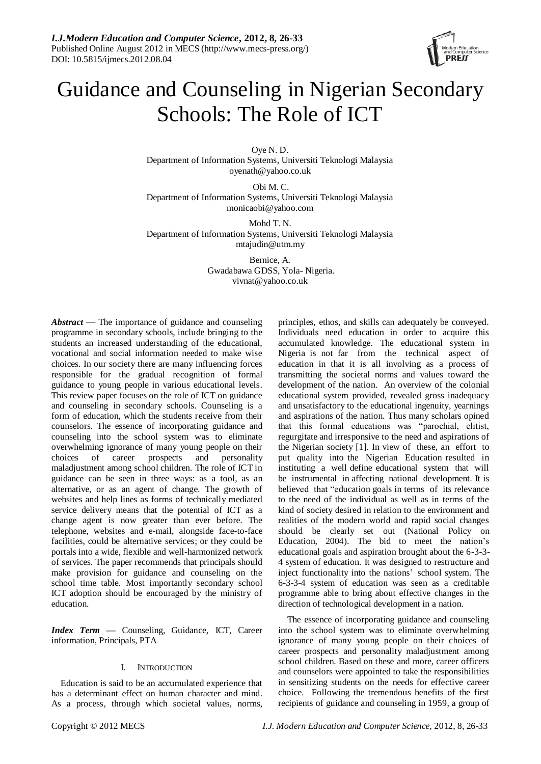# Guidance and Counseling in Nigerian Secondary Schools: The Role of ICT

Oye N. D.
Department of Information Systems, Universiti Teknologi Malaysia
oyenath@yahoo.co.uk

Obi M. C.
Department of Information Systems, Universiti Teknologi Malaysia
monicaobi@yahoo.com

Mohd T. N.
Department of Information Systems, Universiti Teknologi Malaysia
mtajudin@utm.my

Bernice, A.
Gwadabawa GDSS, Yola- Nigeria.
vivnat@yahoo.co.uk

***Abstract*** — The importance of guidance and counseling programme in secondary schools, include bringing to the students an increased understanding of the educational, vocational and social information needed to make wise choices. In our society there are many influencing forces responsible for the gradual recognition of formal guidance to young people in various educational levels. This review paper focuses on the role of ICT on guidance and counseling in secondary schools. Counseling is a form of education, which the students receive from their counselors. The essence of incorporating guidance and counseling into the school system was to eliminate overwhelming ignorance of many young people on their choices of career prospects and personality maladjustment among school children. The role of ICT in guidance can be seen in three ways: as a tool, as an alternative, or as an agent of change. The growth of websites and help lines as forms of technically mediated service delivery means that the potential of ICT as a change agent is now greater than ever before. The telephone, websites and e-mail, alongside face-to-face facilities, could be alternative services; or they could be portals into a wide, flexible and well-harmonized network of services. The paper recommends that principals should make provision for guidance and counseling on the school time table. Most importantly secondary school ICT adoption should be encouraged by the ministry of education.

***Index Term*** **—** Counseling, Guidance, ICT, Career information, Principals, PTA

## I. INTRODUCTION

Education is said to be an accumulated experience that has a determinant effect on human character and mind. As a process, through which societal values, norms, principles, ethos, and skills can adequately be conveyed. Individuals need education in order to acquire this accumulated knowledge. The educational system in Nigeria is not far from the technical aspect of education in that it is all involving as a process of transmitting the societal norms and values toward the development of the nation. An overview of the colonial educational system provided, revealed gross inadequacy and unsatisfactory to the educational ingenuity, yearnings and aspirations of the nation. Thus many scholars opined that this formal educations was "parochial, elitist, regurgitate and irresponsive to the need and aspirations of the Nigerian society [1]. In view of these, an effort to put quality into the Nigerian Education resulted in instituting a well define educational system that will be instrumental in affecting national development. It is believed that "education goals in terms of its relevance to the need of the individual as well as in terms of the kind of society desired in relation to the environment and realities of the modern world and rapid social changes should be clearly set out (National Policy on Education, 2004). The bid to meet the nation's educational goals and aspiration brought about the 6-3-3-4 system of education. It was designed to restructure and inject functionality into the nations' school system. The 6-3-3-4 system of education was seen as a creditable programme able to bring about effective changes in the direction of technological development in a nation.

The essence of incorporating guidance and counseling into the school system was to eliminate overwhelming ignorance of many young people on their choices of career prospects and personality maladjustment among school children. Based on these and more, career officers and counselors were appointed to take the responsibilities in sensitizing students on the needs for effective career choice. Following the tremendous benefits of the first recipients of guidance and counseling in 1959, a group of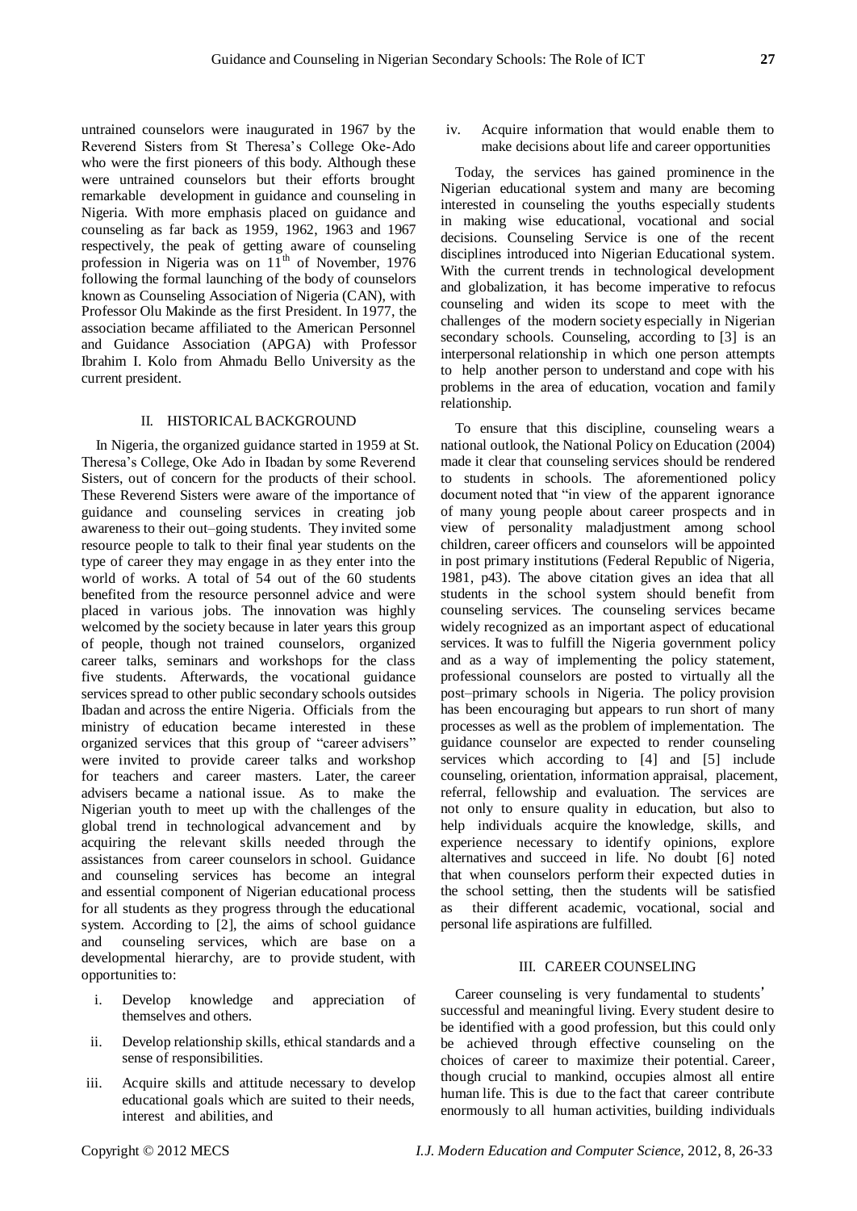untrained counselors were inaugurated in 1967 by the Reverend Sisters from St Theresa's College Oke-Ado who were the first pioneers of this body. Although these were untrained counselors but their efforts brought remarkable development in guidance and counseling in Nigeria. With more emphasis placed on guidance and counseling as far back as 1959, 1962, 1963 and 1967 respectively, the peak of getting aware of counseling profession in Nigeria was on 11th of November, 1976 following the formal launching of the body of counselors known as Counseling Association of Nigeria (CAN), with Professor Olu Makinde as the first President. In 1977, the association became affiliated to the American Personnel and Guidance Association (APGA) with Professor Ibrahim I. Kolo from Ahmadu Bello University as the current president.

## II. HISTORICAL BACKGROUND

In Nigeria, the organized guidance started in 1959 at St. Theresa's College, Oke Ado in Ibadan by some Reverend Sisters, out of concern for the products of their school. These Reverend Sisters were aware of the importance of guidance and counseling services in creating job awareness to their out–going students. They invited some resource people to talk to their final year students on the type of career they may engage in as they enter into the world of works. A total of 54 out of the 60 students benefited from the resource personnel advice and were placed in various jobs. The innovation was highly welcomed by the society because in later years this group of people, though not trained counselors, organized career talks, seminars and workshops for the class five students. Afterwards, the vocational guidance services spread to other public secondary schools outsides Ibadan and across the entire Nigeria. Officials from the ministry of education became interested in these organized services that this group of "career advisers" were invited to provide career talks and workshop for teachers and career masters. Later, the career advisers became a national issue. As to make the Nigerian youth to meet up with the challenges of the global trend in technological advancement and by acquiring the relevant skills needed through the assistances from career counselors in school. Guidance and counseling services has become an integral and essential component of Nigerian educational process for all students as they progress through the educational system. According to [2], the aims of school guidance and counseling services, which are base on a developmental hierarchy, are to provide student, with opportunities to:

i. Develop knowledge and appreciation of themselves and others.
ii. Develop relationship skills, ethical standards and a sense of responsibilities.
iii. Acquire skills and attitude necessary to develop educational goals which are suited to their needs, interest and abilities, and
iv. Acquire information that would enable them to make decisions about life and career opportunities

Today, the services has gained prominence in the Nigerian educational system and many are becoming interested in counseling the youths especially students in making wise educational, vocational and social decisions. Counseling Service is one of the recent disciplines introduced into Nigerian Educational system. With the current trends in technological development and globalization, it has become imperative to refocus counseling and widen its scope to meet with the challenges of the modern society especially in Nigerian secondary schools. Counseling, according to [3] is an interpersonal relationship in which one person attempts to help another person to understand and cope with his problems in the area of education, vocation and family relationship.

To ensure that this discipline, counseling wears a national outlook, the National Policy on Education (2004) made it clear that counseling services should be rendered to students in schools. The aforementioned policy document noted that "in view of the apparent ignorance of many young people about career prospects and in view of personality maladjustment among school children, career officers and counselors will be appointed in post primary institutions (Federal Republic of Nigeria, 1981, p43). The above citation gives an idea that all students in the school system should benefit from counseling services. The counseling services became widely recognized as an important aspect of educational services. It was to fulfill the Nigeria government policy and as a way of implementing the policy statement, professional counselors are posted to virtually all the post–primary schools in Nigeria. The policy provision has been encouraging but appears to run short of many processes as well as the problem of implementation. The guidance counselor are expected to render counseling services which according to [4] and [5] include counseling, orientation, information appraisal, placement, referral, fellowship and evaluation. The services are not only to ensure quality in education, but also to help individuals acquire the knowledge, skills, and experience necessary to identify opinions, explore alternatives and succeed in life. No doubt [6] noted that when counselors perform their expected duties in the school setting, then the students will be satisfied as their different academic, vocational, social and personal life aspirations are fulfilled.

## III. CAREER COUNSELING

Career counseling is very fundamental to students' successful and meaningful living. Every student desire to be identified with a good profession, but this could only be achieved through effective counseling on the choices of career to maximize their potential. Career, though crucial to mankind, occupies almost all entire human life. This is due to the fact that career contribute enormously to all human activities, building individuals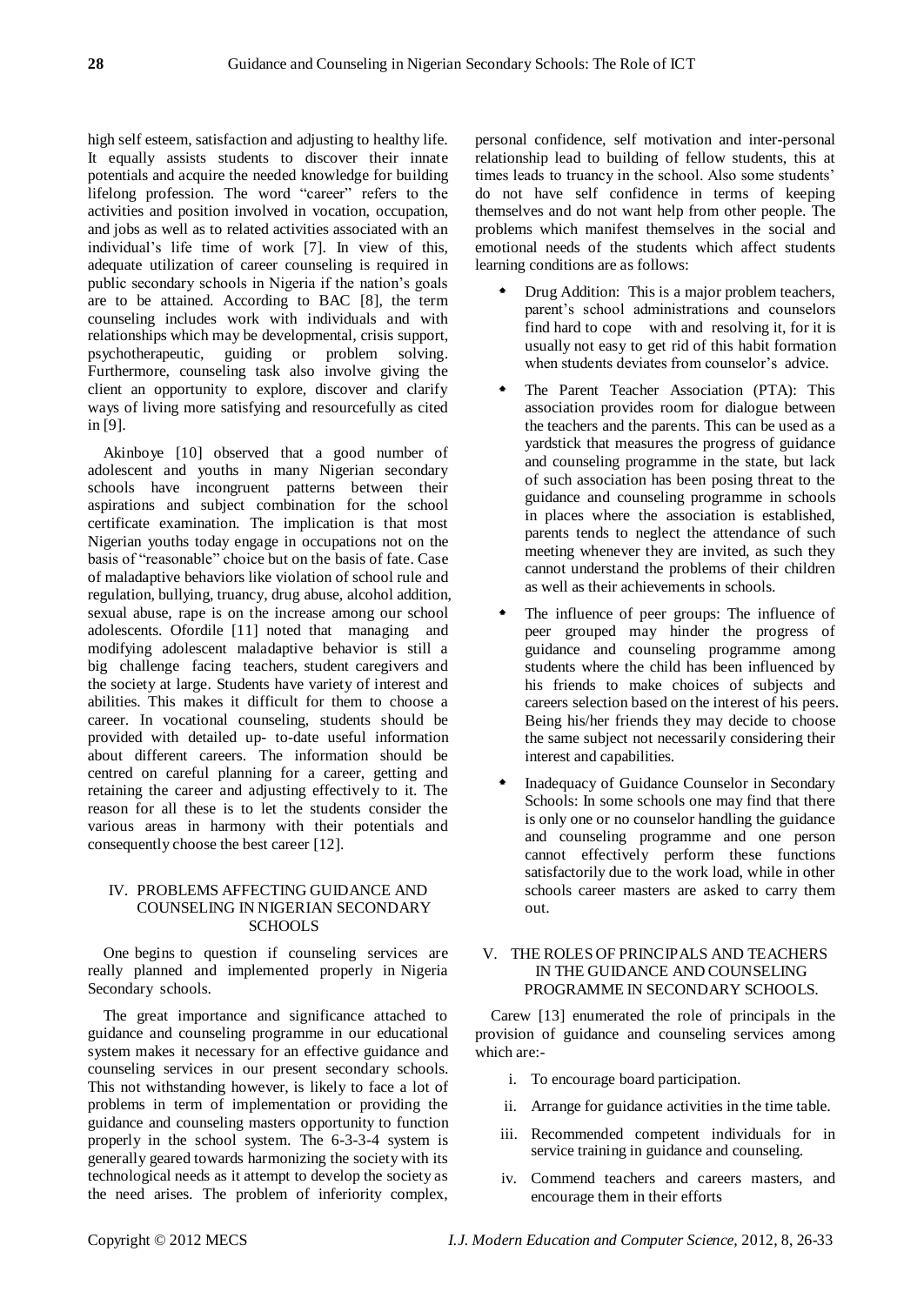high self esteem, satisfaction and adjusting to healthy life. It equally assists students to discover their innate potentials and acquire the needed knowledge for building lifelong profession. The word "career" refers to the activities and position involved in vocation, occupation, and jobs as well as to related activities associated with an individual's life time of work [7]. In view of this, adequate utilization of career counseling is required in public secondary schools in Nigeria if the nation's goals are to be attained. According to BAC [8], the term counseling includes work with individuals and with relationships which may be developmental, crisis support, psychotherapeutic, guiding or problem solving. Furthermore, counseling task also involve giving the client an opportunity to explore, discover and clarify ways of living more satisfying and resourcefully as cited in [9].

Akinboye [10] observed that a good number of adolescent and youths in many Nigerian secondary schools have incongruent patterns between their aspirations and subject combination for the school certificate examination. The implication is that most Nigerian youths today engage in occupations not on the basis of "reasonable" choice but on the basis of fate. Case of maladaptive behaviors like violation of school rule and regulation, bullying, truancy, drug abuse, alcohol addition, sexual abuse, rape is on the increase among our school adolescents. Ofordile [11] noted that managing and modifying adolescent maladaptive behavior is still a big challenge facing teachers, student caregivers and the society at large. Students have variety of interest and abilities. This makes it difficult for them to choose a career. In vocational counseling, students should be provided with detailed up- to-date useful information about different careers. The information should be centred on careful planning for a career, getting and retaining the career and adjusting effectively to it. The reason for all these is to let the students consider the various areas in harmony with their potentials and consequently choose the best career [12].

## IV. PROBLEMS AFFECTING GUIDANCE AND COUNSELING IN NIGERIAN SECONDARY SCHOOLS

One begins to question if counseling services are really planned and implemented properly in Nigeria Secondary schools.

The great importance and significance attached to guidance and counseling programme in our educational system makes it necessary for an effective guidance and counseling services in our present secondary schools. This not withstanding however, is likely to face a lot of problems in term of implementation or providing the guidance and counseling masters opportunity to function properly in the school system. The 6-3-3-4 system is generally geared towards harmonizing the society with its technological needs as it attempt to develop the society as the need arises. The problem of inferiority complex, personal confidence, self motivation and inter-personal relationship lead to building of fellow students, this at times leads to truancy in the school. Also some students' do not have self confidence in terms of keeping themselves and do not want help from other people. The problems which manifest themselves in the social and emotional needs of the students which affect students learning conditions are as follows:

- Drug Addition: This is a major problem teachers, parent's school administrations and counselors find hard to cope with and resolving it, for it is usually not easy to get rid of this habit formation when students deviates from counselor's advice.
- The Parent Teacher Association (PTA): This association provides room for dialogue between the teachers and the parents. This can be used as a yardstick that measures the progress of guidance and counseling programme in the state, but lack of such association has been posing threat to the guidance and counseling programme in schools in places where the association is established, parents tends to neglect the attendance of such meeting whenever they are invited, as such they cannot understand the problems of their children as well as their achievements in schools.
- The influence of peer groups: The influence of peer grouped may hinder the progress of guidance and counseling programme among students where the child has been influenced by his friends to make choices of subjects and careers selection based on the interest of his peers. Being his/her friends they may decide to choose the same subject not necessarily considering their interest and capabilities.
- Inadequacy of Guidance Counselor in Secondary Schools: In some schools one may find that there is only one or no counselor handling the guidance and counseling programme and one person cannot effectively perform these functions satisfactorily due to the work load, while in other schools career masters are asked to carry them out.

## V. THE ROLES OF PRINCIPALS AND TEACHERS IN THE GUIDANCE AND COUNSELING PROGRAMME IN SECONDARY SCHOOLS.

Carew [13] enumerated the role of principals in the provision of guidance and counseling services among which are:-

i. To encourage board participation.
ii. Arrange for guidance activities in the time table.
iii. Recommended competent individuals for in service training in guidance and counseling.
iv. Commend teachers and careers masters, and encourage them in their efforts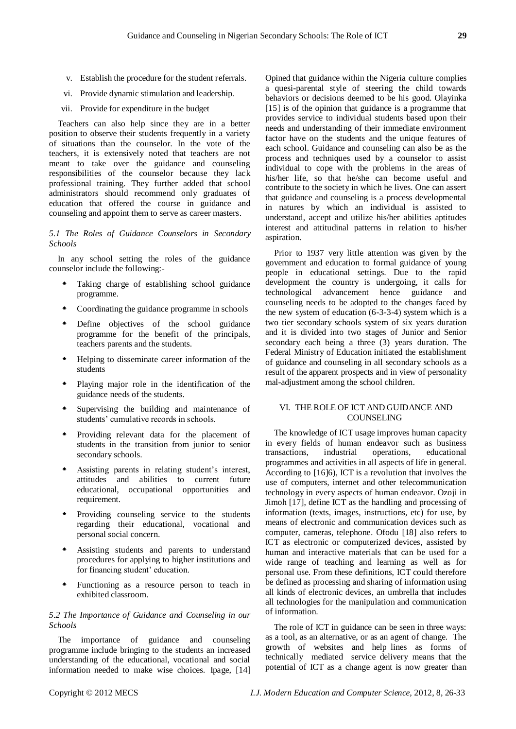v. Establish the procedure for the student referrals.

vi. Provide dynamic stimulation and leadership.

vii. Provide for expenditure in the budget

Teachers can also help since they are in a better position to observe their students frequently in a variety of situations than the counselor. In the vote of the teachers, it is extensively noted that teachers are not meant to take over the guidance and counseling responsibilities of the counselor because they lack professional training. They further added that school administrators should recommend only graduates of education that offered the course in guidance and counseling and appoint them to serve as career masters.

### *5.1 The Roles of Guidance Counselors in Secondary Schools*

In any school setting the roles of the guidance counselor include the following:-

- Taking charge of establishing school guidance programme.
- Coordinating the guidance programme in schools
- Define objectives of the school guidance programme for the benefit of the principals, teachers parents and the students.
- Helping to disseminate career information of the students
- Playing major role in the identification of the guidance needs of the students.
- Supervising the building and maintenance of students' cumulative records in schools.
- Providing relevant data for the placement of students in the transition from junior to senior secondary schools.
- Assisting parents in relating student's interest, attitudes and abilities to current future educational, occupational opportunities and requirement.
- Providing counseling service to the students regarding their educational, vocational and personal social concern.
- Assisting students and parents to understand procedures for applying to higher institutions and for financing student' education.
- Functioning as a resource person to teach in exhibited classroom.

### *5.2 The Importance of Guidance and Counseling in our Schools*

The importance of guidance and counseling programme include bringing to the students an increased understanding of the educational, vocational and social information needed to make wise choices. Ipage, [14] Opined that guidance within the Nigeria culture complies a quesi-parental style of steering the child towards behaviors or decisions deemed to be his good. Olayinka [15] is of the opinion that guidance is a programme that provides service to individual students based upon their needs and understanding of their immediate environment factor have on the students and the unique features of each school. Guidance and counseling can also be as the process and techniques used by a counselor to assist individual to cope with the problems in the areas of his/her life, so that he/she can become useful and contribute to the society in which he lives. One can assert that guidance and counseling is a process developmental in natures by which an individual is assisted to understand, accept and utilize his/her abilities aptitudes interest and attitudinal patterns in relation to his/her aspiration.

Prior to 1937 very little attention was given by the government and education to formal guidance of young people in educational settings. Due to the rapid development the country is undergoing, it calls for technological advancement hence guidance and counseling needs to be adopted to the changes faced by the new system of education (6-3-3-4) system which is a two tier secondary schools system of six years duration and it is divided into two stages of Junior and Senior secondary each being a three (3) years duration. The Federal Ministry of Education initiated the establishment of guidance and counseling in all secondary schools as a result of the apparent prospects and in view of personality mal-adjustment among the school children.

## VI. THE ROLE OF ICT AND GUIDANCE AND COUNSELING

The knowledge of ICT usage improves human capacity in every fields of human endeavor such as business transactions, industrial operations, educational programmes and activities in all aspects of life in general. According to [16]6), ICT is a revolution that involves the use of computers, internet and other telecommunication technology in every aspects of human endeavor. Ozoji in Jimoh [17], define ICT as the handling and processing of information (texts, images, instructions, etc) for use, by means of electronic and communication devices such as computer, cameras, telephone. Ofodu [18] also refers to ICT as electronic or computerized devices, assisted by human and interactive materials that can be used for a wide range of teaching and learning as well as for personal use. From these definitions, ICT could therefore be defined as processing and sharing of information using all kinds of electronic devices, an umbrella that includes all technologies for the manipulation and communication of information.

The role of ICT in guidance can be seen in three ways: as a tool, as an alternative, or as an agent of change. The growth of websites and help lines as forms of technically mediated service delivery means that the potential of ICT as a change agent is now greater than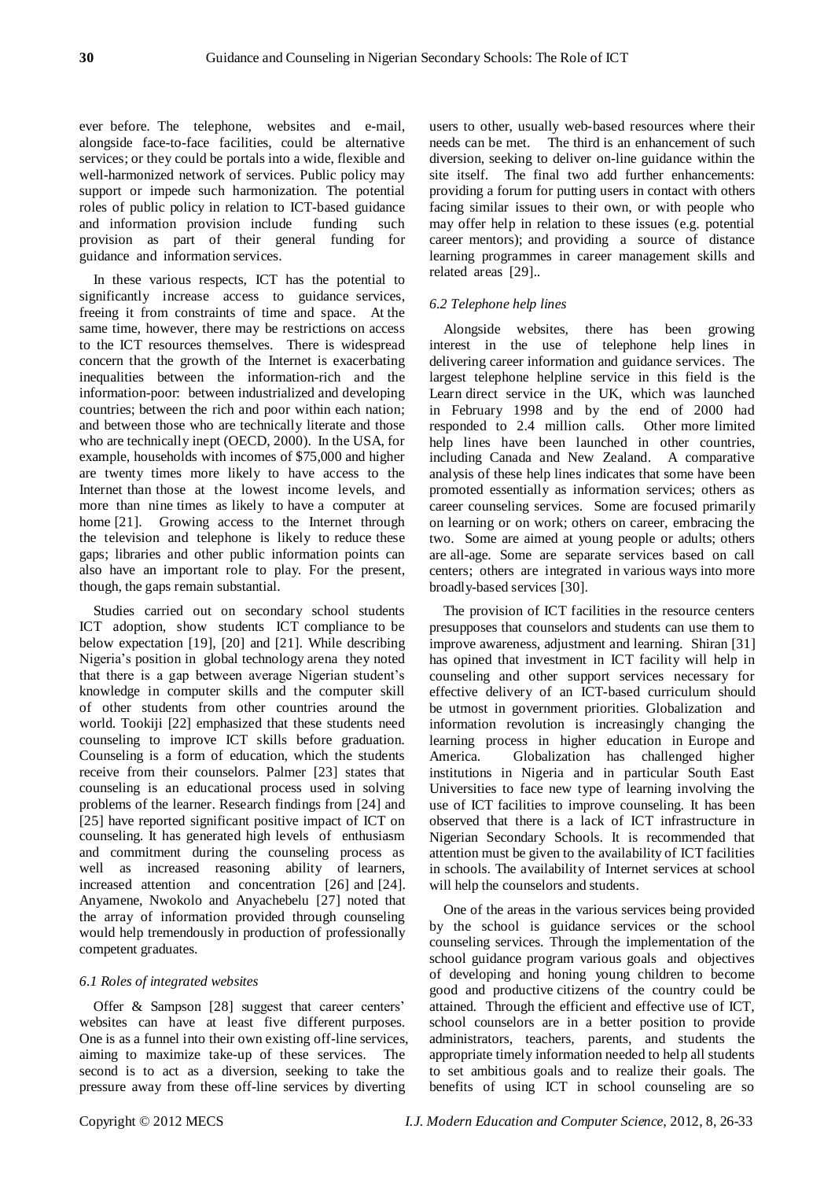ever before. The telephone, websites and e-mail, alongside face-to-face facilities, could be alternative services; or they could be portals into a wide, flexible and well-harmonized network of services. Public policy may support or impede such harmonization. The potential roles of public policy in relation to ICT-based guidance and information provision include funding such provision as part of their general funding for guidance and information services.

In these various respects, ICT has the potential to significantly increase access to guidance services, freeing it from constraints of time and space. At the same time, however, there may be restrictions on access to the ICT resources themselves. There is widespread concern that the growth of the Internet is exacerbating inequalities between the information-rich and the information-poor: between industrialized and developing countries; between the rich and poor within each nation; and between those who are technically literate and those who are technically inept (OECD, 2000). In the USA, for example, households with incomes of $75,000 and higher are twenty times more likely to have access to the Internet than those at the lowest income levels, and more than nine times as likely to have a computer at home [21]. Growing access to the Internet through the television and telephone is likely to reduce these gaps; libraries and other public information points can also have an important role to play. For the present, though, the gaps remain substantial.

Studies carried out on secondary school students ICT adoption, show students ICT compliance to be below expectation [19], [20] and [21]. While describing Nigeria's position in global technology arena they noted that there is a gap between average Nigerian student's knowledge in computer skills and the computer skill of other students from other countries around the world. Tookiji [22] emphasized that these students need counseling to improve ICT skills before graduation. Counseling is a form of education, which the students receive from their counselors. Palmer [23] states that counseling is an educational process used in solving problems of the learner. Research findings from [24] and [25] have reported significant positive impact of ICT on counseling. It has generated high levels of enthusiasm and commitment during the counseling process as well as increased reasoning ability of learners, increased attention and concentration [26] and [24]. Anyamene, Nwokolo and Anyachebelu [27] noted that the array of information provided through counseling would help tremendously in production of professionally competent graduates.

### *6.1 Roles of integrated websites*

Offer & Sampson [28] suggest that career centers' websites can have at least five different purposes. One is as a funnel into their own existing off-line services, aiming to maximize take-up of these services. The second is to act as a diversion, seeking to take the pressure away from these off-line services by diverting users to other, usually web-based resources where their needs can be met. The third is an enhancement of such diversion, seeking to deliver on-line guidance within the site itself. The final two add further enhancements: providing a forum for putting users in contact with others facing similar issues to their own, or with people who may offer help in relation to these issues (e.g. potential career mentors); and providing a source of distance learning programmes in career management skills and related areas [29]..

### *6.2 Telephone help lines*

Alongside websites, there has been growing interest in the use of telephone help lines in delivering career information and guidance services. The largest telephone helpline service in this field is the Learn direct service in the UK, which was launched in February 1998 and by the end of 2000 had responded to 2.4 million calls. Other more limited help lines have been launched in other countries, including Canada and New Zealand. A comparative analysis of these help lines indicates that some have been promoted essentially as information services; others as career counseling services. Some are focused primarily on learning or on work; others on career, embracing the two. Some are aimed at young people or adults; others are all-age. Some are separate services based on call centers; others are integrated in various ways into more broadly-based services [30].

The provision of ICT facilities in the resource centers presupposes that counselors and students can use them to improve awareness, adjustment and learning. Shiran [31] has opined that investment in ICT facility will help in counseling and other support services necessary for effective delivery of an ICT-based curriculum should be utmost in government priorities. Globalization and information revolution is increasingly changing the learning process in higher education in Europe and America. Globalization has challenged higher institutions in Nigeria and in particular South East Universities to face new type of learning involving the use of ICT facilities to improve counseling. It has been observed that there is a lack of ICT infrastructure in Nigerian Secondary Schools. It is recommended that attention must be given to the availability of ICT facilities in schools. The availability of Internet services at school will help the counselors and students.

One of the areas in the various services being provided by the school is guidance services or the school counseling services. Through the implementation of the school guidance program various goals and objectives of developing and honing young children to become good and productive citizens of the country could be attained. Through the efficient and effective use of ICT, school counselors are in a better position to provide administrators, teachers, parents, and students the appropriate timely information needed to help all students to set ambitious goals and to realize their goals. The benefits of using ICT in school counseling are so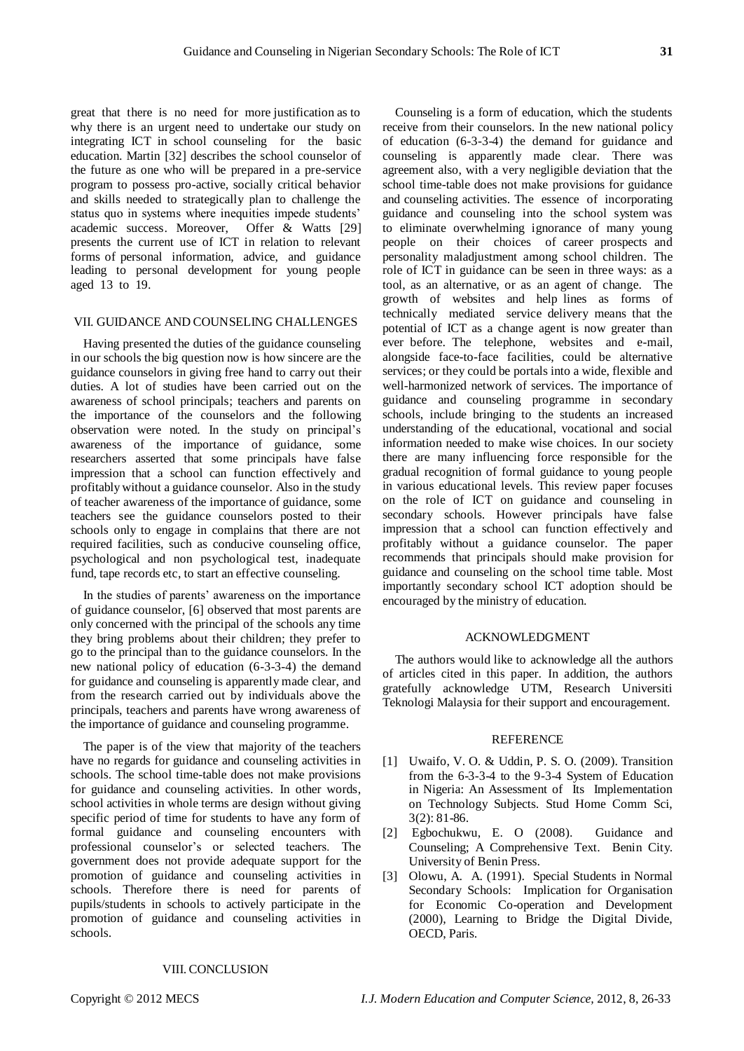great that there is no need for more justification as to why there is an urgent need to undertake our study on integrating ICT in school counseling for the basic education. Martin [32] describes the school counselor of the future as one who will be prepared in a pre-service program to possess pro-active, socially critical behavior and skills needed to strategically plan to challenge the status quo in systems where inequities impede students' academic success. Moreover, Offer & Watts [29] presents the current use of ICT in relation to relevant forms of personal information, advice, and guidance leading to personal development for young people aged 13 to 19.

## VII. GUIDANCE AND COUNSELING CHALLENGES

Having presented the duties of the guidance counseling in our schools the big question now is how sincere are the guidance counselors in giving free hand to carry out their duties. A lot of studies have been carried out on the awareness of school principals; teachers and parents on the importance of the counselors and the following observation were noted. In the study on principal's awareness of the importance of guidance, some researchers asserted that some principals have false impression that a school can function effectively and profitably without a guidance counselor. Also in the study of teacher awareness of the importance of guidance, some teachers see the guidance counselors posted to their schools only to engage in complains that there are not required facilities, such as conducive counseling office, psychological and non psychological test, inadequate fund, tape records etc, to start an effective counseling.

In the studies of parents' awareness on the importance of guidance counselor, [6] observed that most parents are only concerned with the principal of the schools any time they bring problems about their children; they prefer to go to the principal than to the guidance counselors. In the new national policy of education (6-3-3-4) the demand for guidance and counseling is apparently made clear, and from the research carried out by individuals above the principals, teachers and parents have wrong awareness of the importance of guidance and counseling programme.

The paper is of the view that majority of the teachers have no regards for guidance and counseling activities in schools. The school time-table does not make provisions for guidance and counseling activities. In other words, school activities in whole terms are design without giving specific period of time for students to have any form of formal guidance and counseling encounters with professional counselor's or selected teachers. The government does not provide adequate support for the promotion of guidance and counseling activities in schools. Therefore there is need for parents of pupils/students in schools to actively participate in the promotion of guidance and counseling activities in schools.

## VIII. CONCLUSION

Counseling is a form of education, which the students receive from their counselors. In the new national policy of education (6-3-3-4) the demand for guidance and counseling is apparently made clear. There was agreement also, with a very negligible deviation that the school time-table does not make provisions for guidance and counseling activities. The essence of incorporating guidance and counseling into the school system was to eliminate overwhelming ignorance of many young people on their choices of career prospects and personality maladjustment among school children. The role of ICT in guidance can be seen in three ways: as a tool, as an alternative, or as an agent of change. The growth of websites and help lines as forms of technically mediated service delivery means that the potential of ICT as a change agent is now greater than ever before. The telephone, websites and e-mail, alongside face-to-face facilities, could be alternative services; or they could be portals into a wide, flexible and well-harmonized network of services. The importance of guidance and counseling programme in secondary schools, include bringing to the students an increased understanding of the educational, vocational and social information needed to make wise choices. In our society there are many influencing force responsible for the gradual recognition of formal guidance to young people in various educational levels. This review paper focuses on the role of ICT on guidance and counseling in secondary schools. However principals have false impression that a school can function effectively and profitably without a guidance counselor. The paper recommends that principals should make provision for guidance and counseling on the school time table. Most importantly secondary school ICT adoption should be encouraged by the ministry of education.

## ACKNOWLEDGMENT

The authors would like to acknowledge all the authors of articles cited in this paper. In addition, the authors gratefully acknowledge UTM, Research Universiti Teknologi Malaysia for their support and encouragement.

## REFERENCE

[1] Uwaifo, V. O. & Uddin, P. S. O. (2009). Transition from the 6-3-3-4 to the 9-3-4 System of Education in Nigeria: An Assessment of Its Implementation on Technology Subjects. Stud Home Comm Sci, 3(2): 81-86.

[2] Egbochukwu, E. O (2008). Guidance and Counseling; A Comprehensive Text. Benin City. University of Benin Press.

[3] Olowu, A. A. (1991). Special Students in Normal Secondary Schools: Implication for Organisation for Economic Co-operation and Development (2000), Learning to Bridge the Digital Divide, OECD, Paris.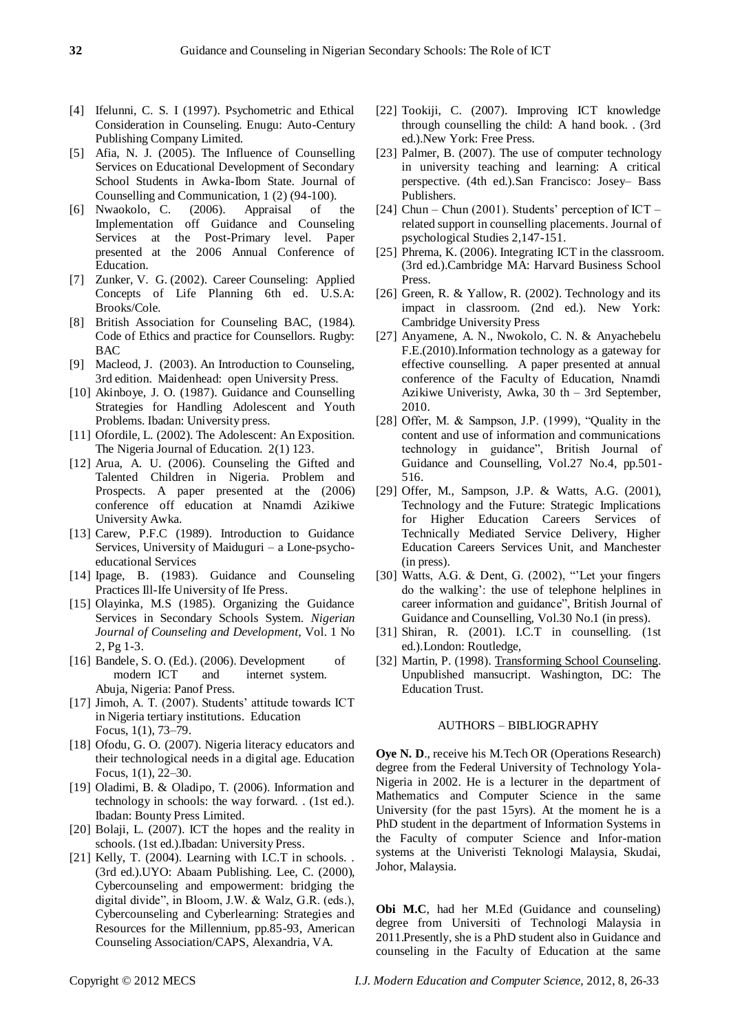[4] Ifelunni, C. S. I (1997). Psychometric and Ethical Consideration in Counseling. Enugu: Auto-Century Publishing Company Limited.

[5] Afia, N. J. (2005). The Influence of Counselling Services on Educational Development of Secondary School Students in Awka-Ibom State. Journal of Counselling and Communication, 1 (2) (94-100).

[6] Nwaokolo, C. (2006). Appraisal of the Implementation off Guidance and Counseling Services at the Post-Primary level. Paper presented at the 2006 Annual Conference of Education.

[7] Zunker, V. G. (2002). Career Counseling: Applied Concepts of Life Planning 6th ed. U.S.A: Brooks/Cole.

[8] British Association for Counseling BAC, (1984). Code of Ethics and practice for Counsellors. Rugby: BAC

[9] Macleod, J. (2003). An Introduction to Counseling, 3rd edition. Maidenhead: open University Press.

[10] Akinboye, J. O. (1987). Guidance and Counselling Strategies for Handling Adolescent and Youth Problems. Ibadan: University press.

[11] Ofordile, L. (2002). The Adolescent: An Exposition. The Nigeria Journal of Education. 2(1) 123.

[12] Arua, A. U. (2006). Counseling the Gifted and Talented Children in Nigeria. Problem and Prospects. A paper presented at the (2006) conference off education at Nnamdi Azikiwe University Awka.

[13] Carew, P.F.C (1989). Introduction to Guidance Services, University of Maiduguri – a Lone-psycho-educational Services

[14] Ipage, B. (1983). Guidance and Counseling Practices Ill-Ife University of Ife Press.

[15] Olayinka, M.S (1985). Organizing the Guidance Services in Secondary Schools System. *Nigerian Journal of Counseling and Development*, Vol. 1 No 2, Pg 1-3.

[16] Bandele, S. O. (Ed.). (2006). Development of modern ICT and internet system. Abuja, Nigeria: Panof Press.

[17] Jimoh, A. T. (2007). Students' attitude towards ICT in Nigeria tertiary institutions. Education Focus, 1(1), 73–79.

[18] Ofodu, G. O. (2007). Nigeria literacy educators and their technological needs in a digital age. Education Focus, 1(1), 22–30.

[19] Oladimi, B. & Oladipo, T. (2006). Information and technology in schools: the way forward. . (1st ed.). Ibadan: Bounty Press Limited.

[20] Bolaji, L. (2007). ICT the hopes and the reality in schools. (1st ed.).Ibadan: University Press.

[21] Kelly, T. (2004). Learning with I.C.T in schools. . (3rd ed.).UYO: Abaam Publishing. Lee, C. (2000), Cybercounseling and empowerment: bridging the digital divide", in Bloom, J.W. & Walz, G.R. (eds.), Cybercounseling and Cyberlearning: Strategies and Resources for the Millennium, pp.85-93, American Counseling Association/CAPS, Alexandria, VA.

[22] Tookiji, C. (2007). Improving ICT knowledge through counselling the child: A hand book. . (3rd ed.).New York: Free Press.

[23] Palmer, B. (2007). The use of computer technology in university teaching and learning: A critical perspective. (4th ed.).San Francisco: Josey– Bass Publishers.

[24] Chun – Chun (2001). Students' perception of ICT – related support in counselling placements. Journal of psychological Studies 2,147-151.

[25] Phrema, K. (2006). Integrating ICT in the classroom. (3rd ed.).Cambridge MA: Harvard Business School Press.

[26] Green, R. & Yallow, R. (2002). Technology and its impact in classroom. (2nd ed.). New York: Cambridge University Press

[27] Anyamene, A. N., Nwokolo, C. N. & Anyachebelu F.E.(2010).Information technology as a gateway for effective counselling. A paper presented at annual conference of the Faculty of Education, Nnamdi Azikiwe Univeristy, Awka, 30 th – 3rd September, 2010.

[28] Offer, M. & Sampson, J.P. (1999), "Quality in the content and use of information and communications technology in guidance", British Journal of Guidance and Counselling, Vol.27 No.4, pp.501-516.

[29] Offer, M., Sampson, J.P. & Watts, A.G. (2001), Technology and the Future: Strategic Implications for Higher Education Careers Services of Technically Mediated Service Delivery, Higher Education Careers Services Unit, and Manchester (in press).

[30] Watts, A.G. & Dent, G. (2002), "'Let your fingers do the walking': the use of telephone helplines in career information and guidance", British Journal of Guidance and Counselling, Vol.30 No.1 (in press).

[31] Shiran, R. (2001). I.C.T in counselling. (1st ed.).London: Routledge,

[32] Martin, P. (1998). Transforming School Counseling. Unpublished mansucript. Washington, DC: The Education Trust.

## AUTHORS – BIBLIOGRAPHY

**Oye N. D**., receive his M.Tech OR (Operations Research) degree from the Federal University of Technology Yola-Nigeria in 2002. He is a lecturer in the department of Mathematics and Computer Science in the same University (for the past 15yrs). At the moment he is a PhD student in the department of Information Systems in the Faculty of computer Science and Infor-mation systems at the Univeristi Teknologi Malaysia, Skudai, Johor, Malaysia.

**Obi M.C**, had her M.Ed (Guidance and counseling) degree from Universiti of Technologi Malaysia in 2011.Presently, she is a PhD student also in Guidance and counseling in the Faculty of Education at the same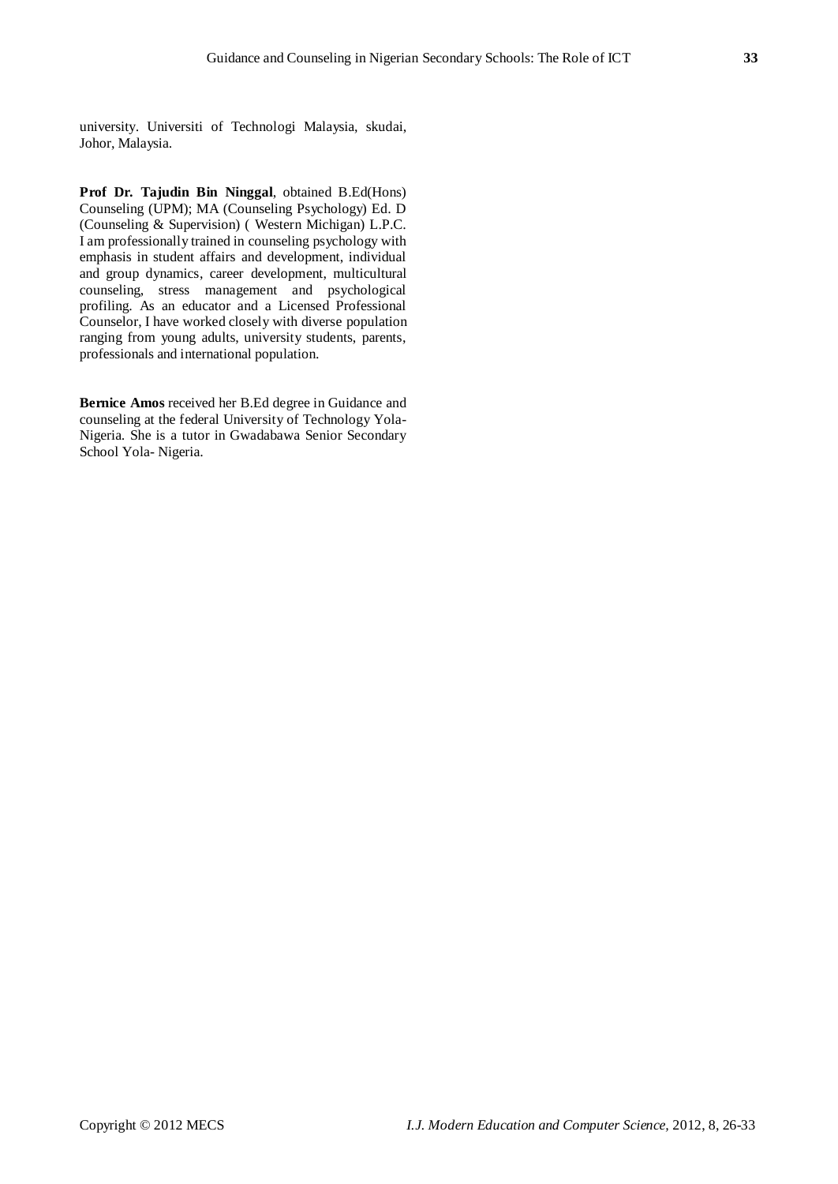university. Universiti of Technologi Malaysia, skudai, Johor, Malaysia.

**Prof Dr. Tajudin Bin Ninggal**, obtained B.Ed(Hons) Counseling (UPM); MA (Counseling Psychology) Ed. D (Counseling & Supervision) ( Western Michigan) L.P.C. I am professionally trained in counseling psychology with emphasis in student affairs and development, individual and group dynamics, career development, multicultural counseling, stress management and psychological profiling. As an educator and a Licensed Professional Counselor, I have worked closely with diverse population ranging from young adults, university students, parents, professionals and international population.

**Bernice Amos** received her B.Ed degree in Guidance and counseling at the federal University of Technology Yola-Nigeria. She is a tutor in Gwadabawa Senior Secondary School Yola- Nigeria.